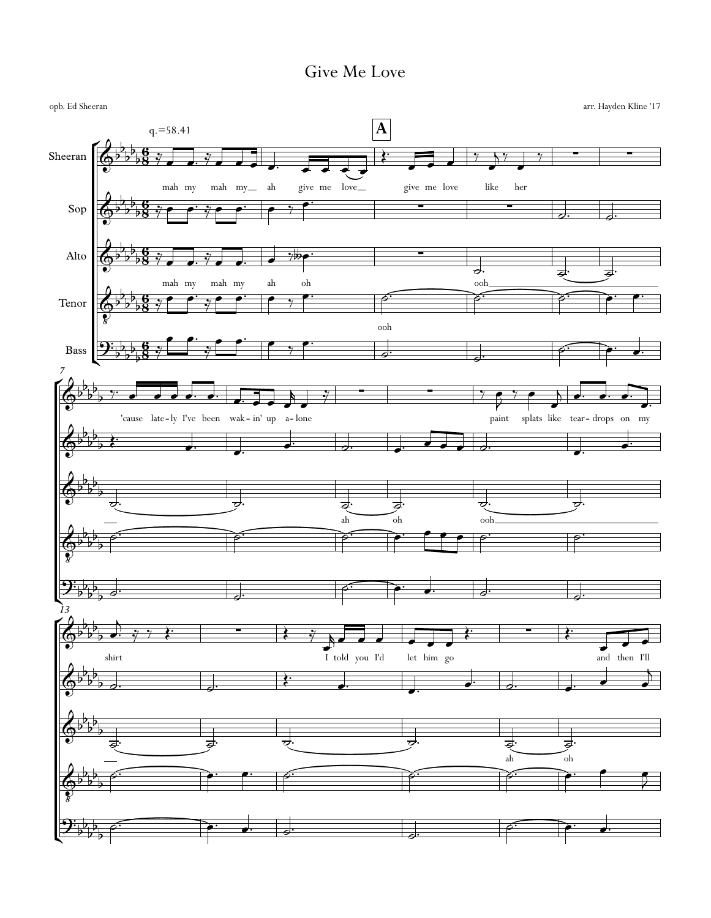# Give Me Love

opb. Ed Sheeran

arr. Hayden Kline '17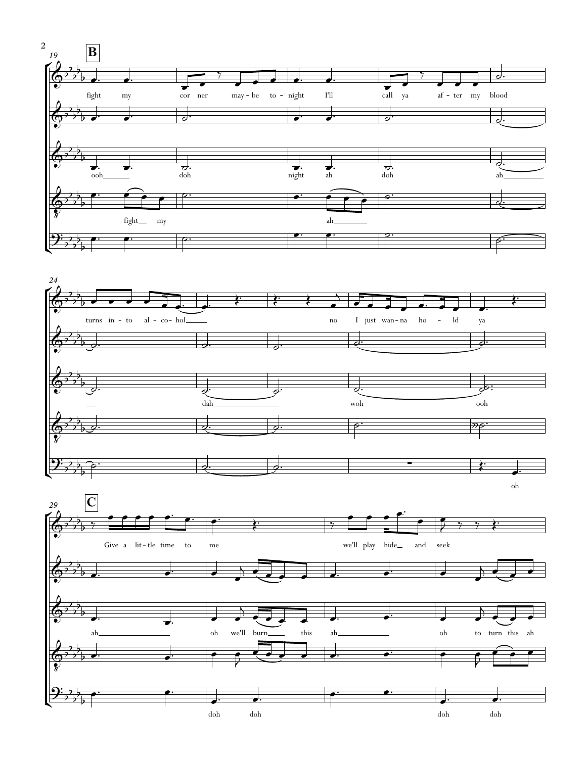**B**

fight my cor ner may - be to - night I'll call ya af - ter my blood turns in - to al - co - hol no I just wan - na ho - ld ya

ooh doh night ah doh ah dah woh ooh

fight my ah

oh

**C**

Give a lit - tle time to me we'll play hide and seek

ah oh we'll burn this ah oh to turn this ah

doh doh doh doh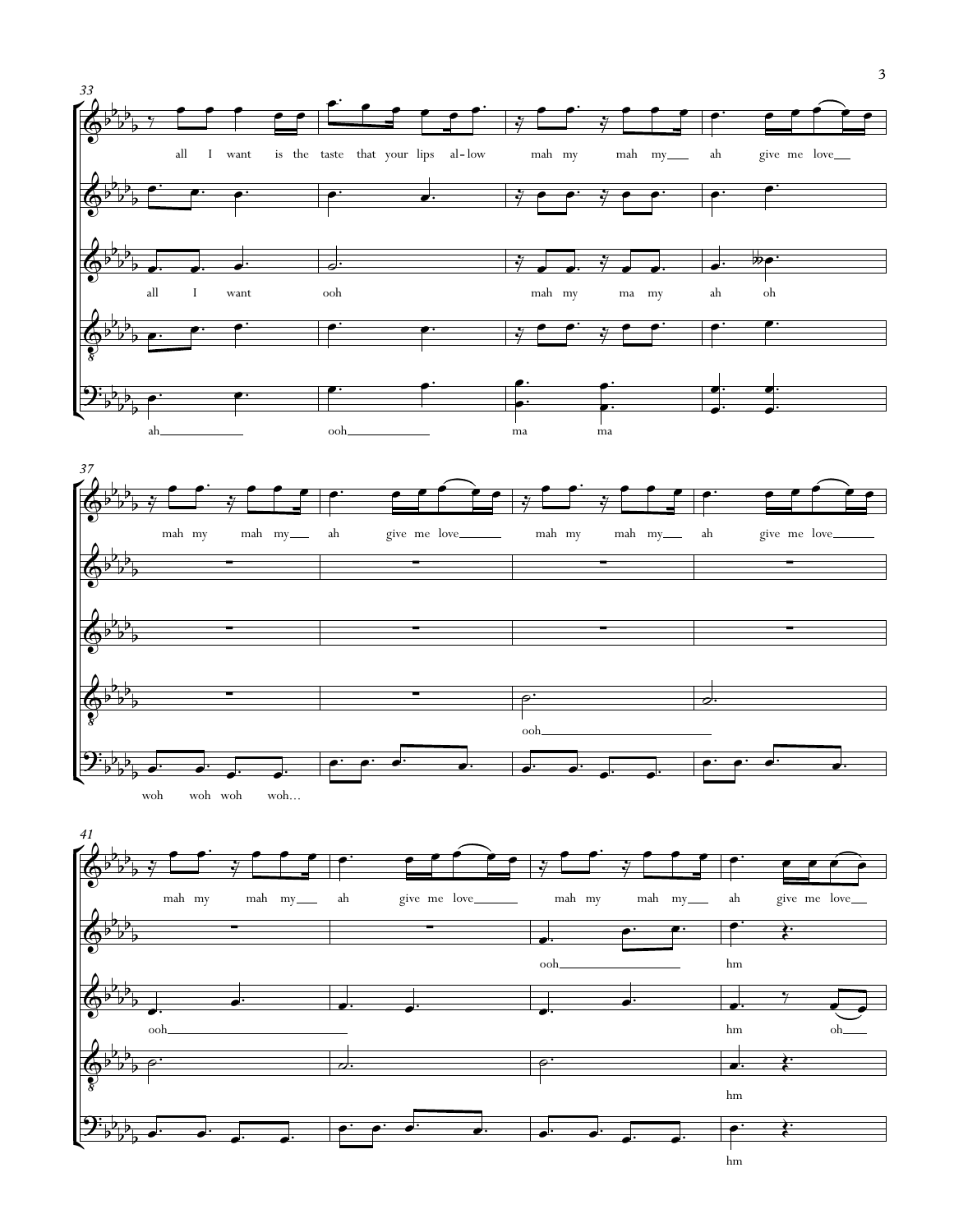33

all I want is the taste that your lips al-low mah my mah my ah give me love

all I want ooh mah my ma my ah oh

ah ooh ma ma

37

mah my mah my ah give me love mah my mah my ah give me love

ooh

woh woh woh woh...

41

mah my mah my ah give me love mah my mah my ah give me love

ooh hm

ooh hm oh

hm

hm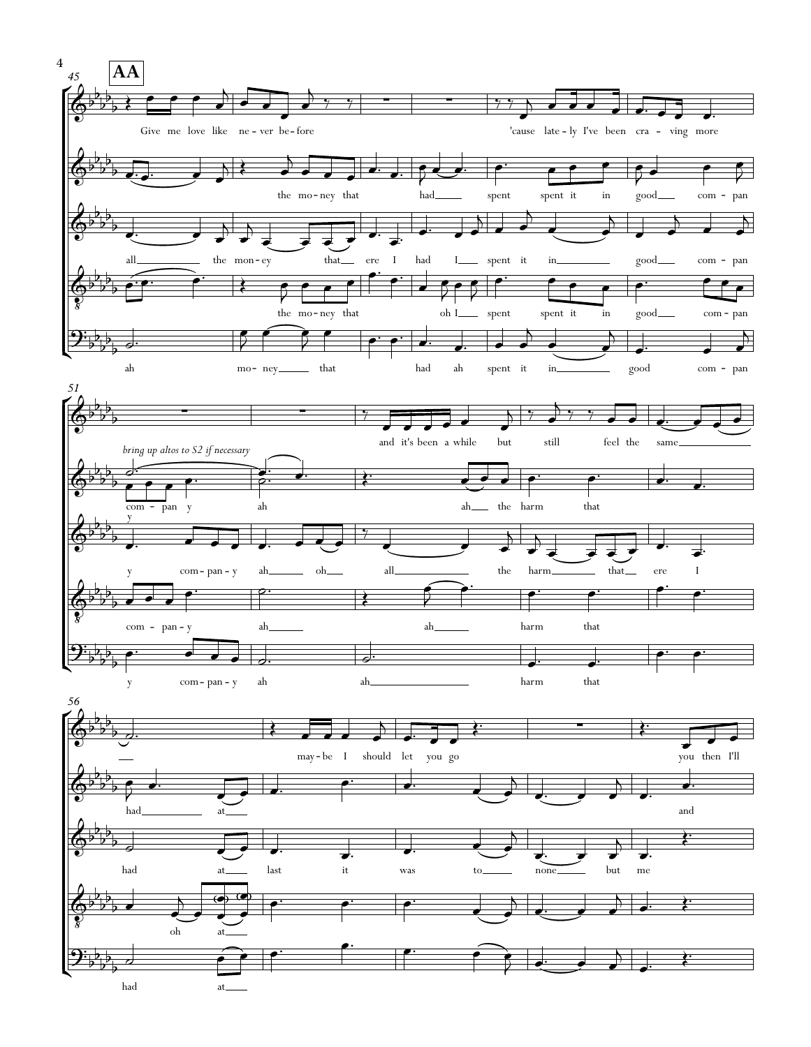**AA**

*bring up altos to S2 if necessary*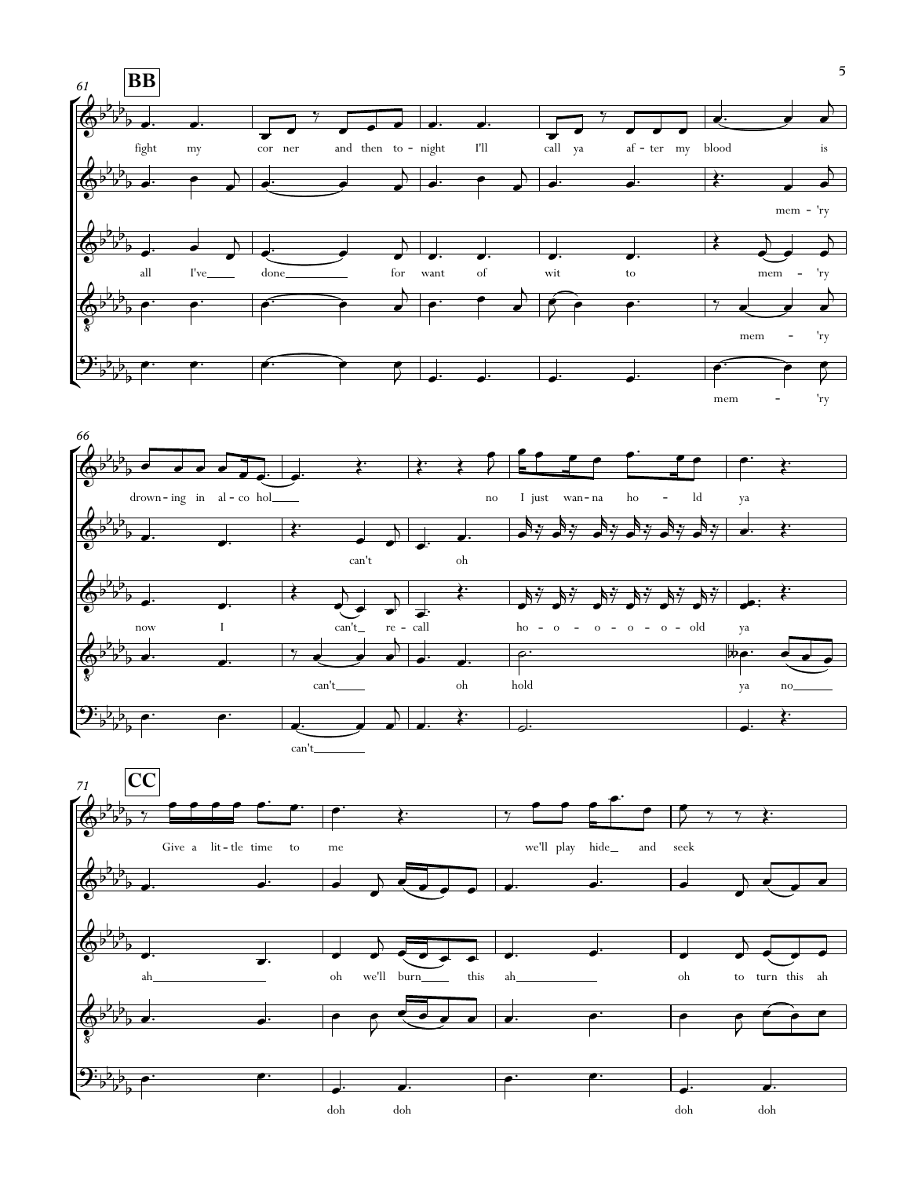**BB**

61

fight my cor ner and then to - night I'll call ya af - ter my blood is

mem - 'ry

all I've done for want of wit to mem - 'ry

mem - 'ry

mem - 'ry

66

drown - ing in al - co hol no I just wan - na ho - ld ya

can't oh

now I can't re - call ho - o - o - o - o - o - old ya

can't oh hold ya no

can't

**CC**

71

Give a lit - tle time to me we'll play hide and seek

ah oh we'll burn this ah oh to turn this ah

doh doh doh doh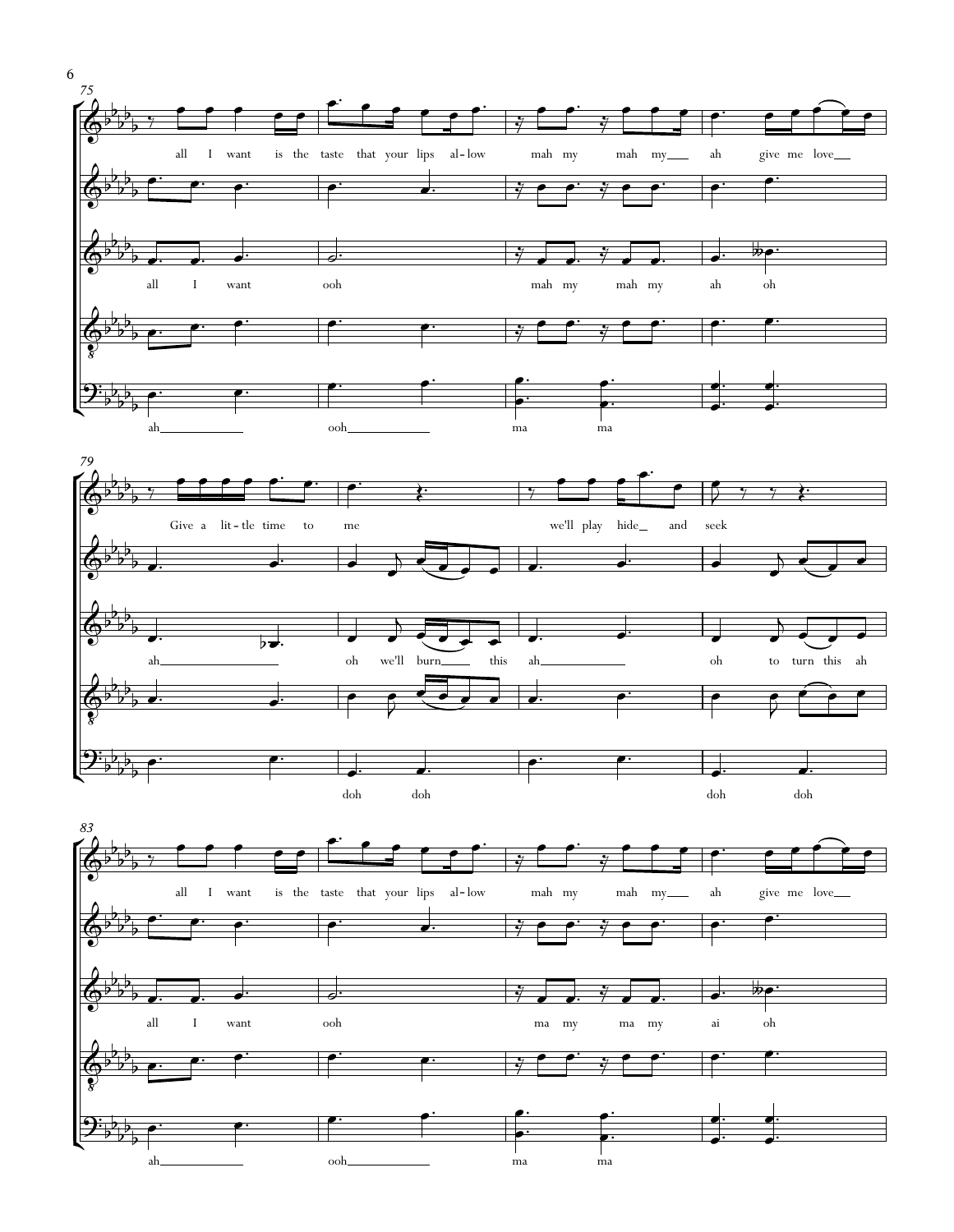75

all I want is the taste that your lips al-low mah my mah my ah give me love

all I want ooh mah my mah my ah oh

ah ooh ma ma

79

Give a lit-tle time to me we'll play hide and seek

ah oh we'll burn this ah oh to turn this ah

doh doh doh doh

83

all I want is the taste that your lips al-low mah my mah my ah give me love

all I want ooh ma my ma my ai oh

ah ooh ma ma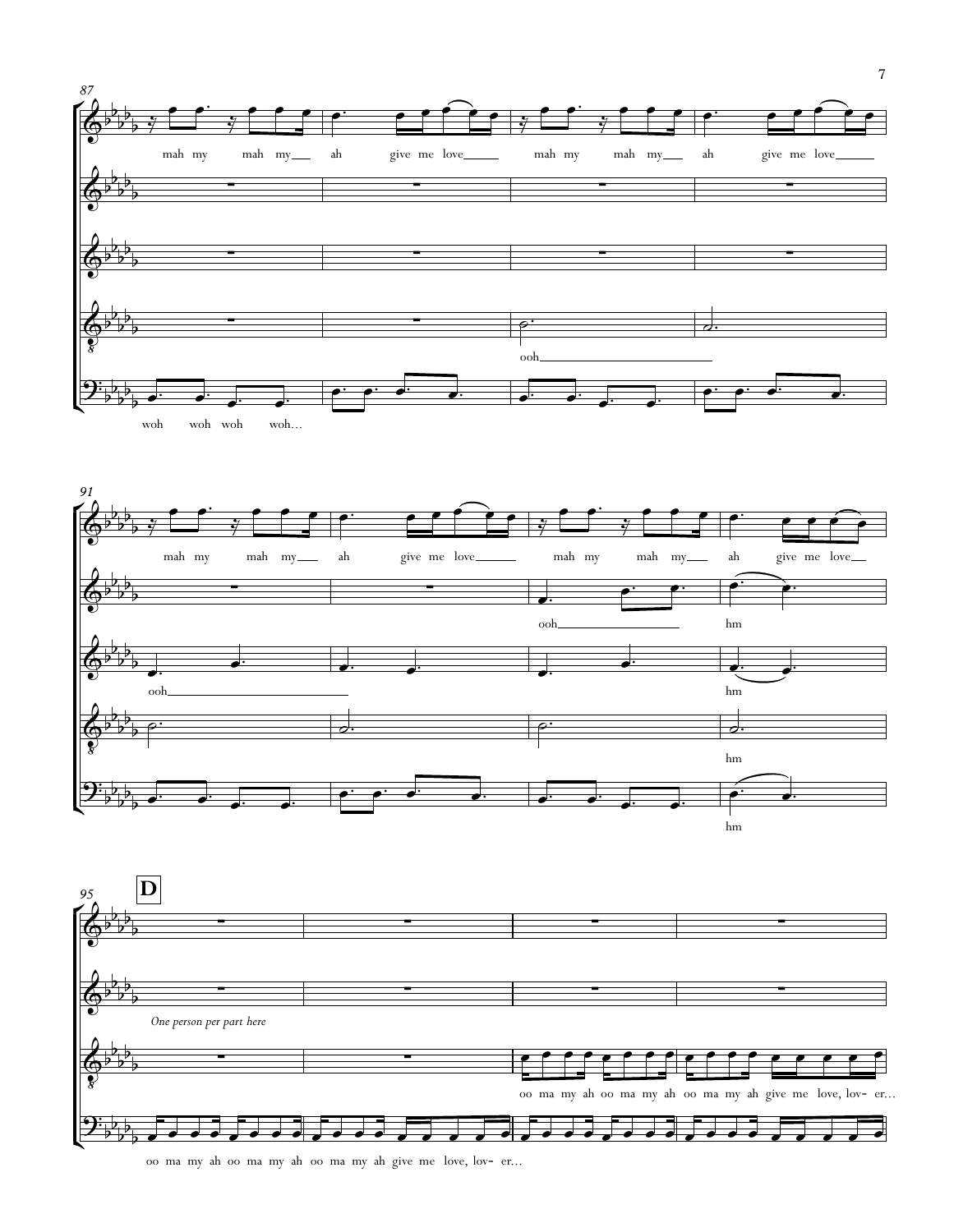87

mah my mah my ah give me love mah my mah my ah give me love

ooh

woh woh woh woh...

91

mah my mah my ah give me love mah my mah my ah give me love

ooh hm

ooh hm

hm

hm

95

**D**

*One person per part here*

oo ma my ah oo ma my ah oo ma my ah give me love, lov- er...

oo ma my ah oo ma my ah oo ma my ah give me love, lov- er...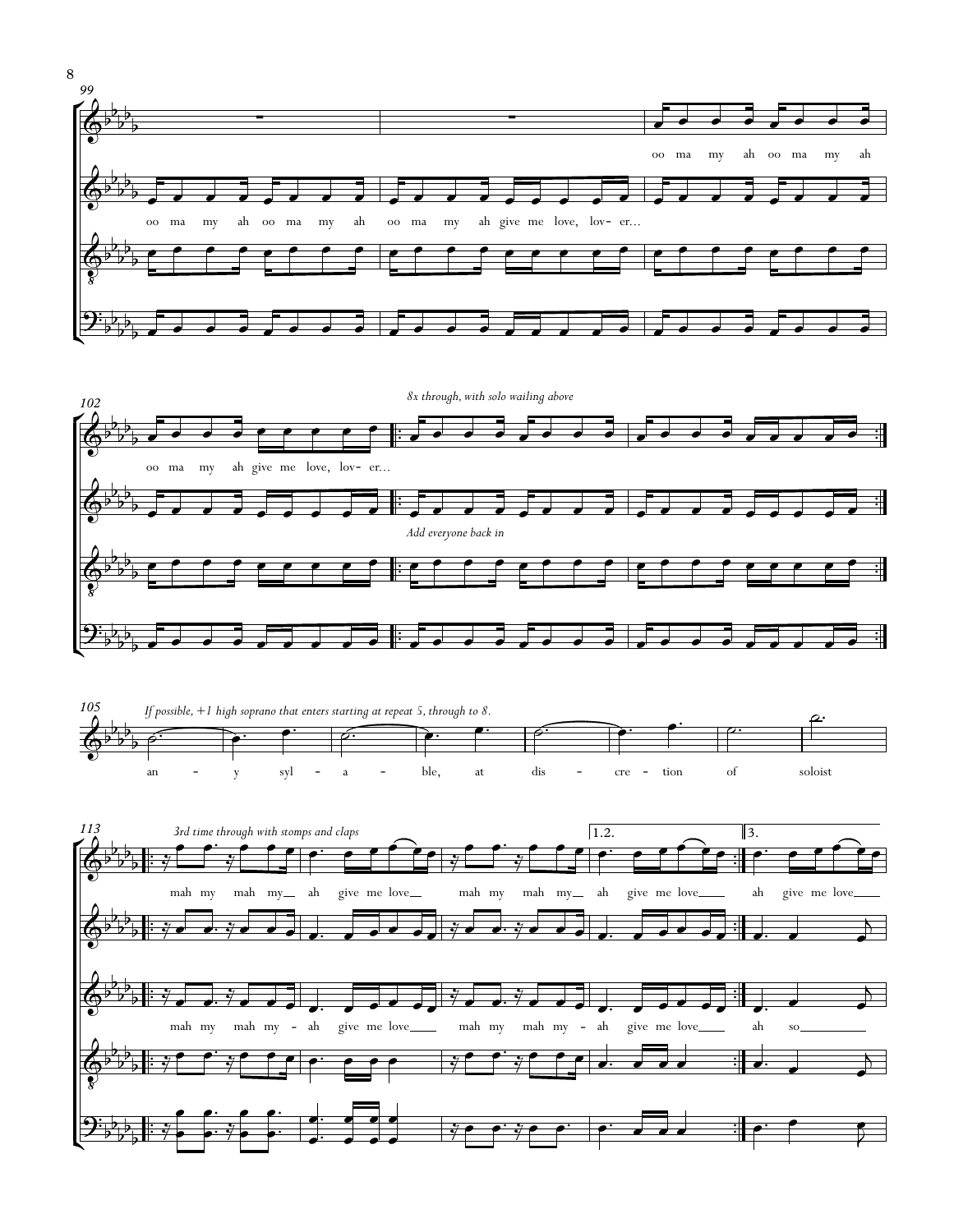*8x through, with solo wailing above*

*Add everyone back in*

*If possible, +1 high soprano that enters starting at repeat 5, through to 8.*

an - y syl - a - ble, at dis - cre - tion of soloist

*3rd time through with stomps and claps*

oo ma my ah oo ma my ah oo ma my ah give me love, lov - er...

mah my mah my ah give me love mah my mah my ah give me love ah give me love

mah my mah my - ah give me love mah my mah my - ah give me love ah so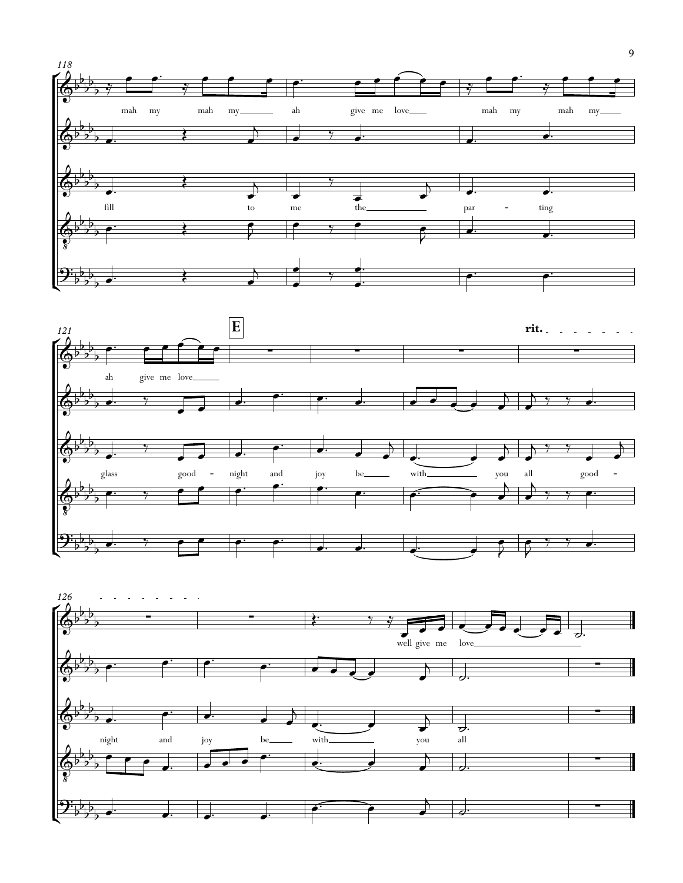118

mah my mah my ah give me love mah my mah my

fill to me the par - ting

121

**E**

**rit.**

ah give me love

glass good - night and joy be with you all good -

126

well give me love

night and joy be with you all